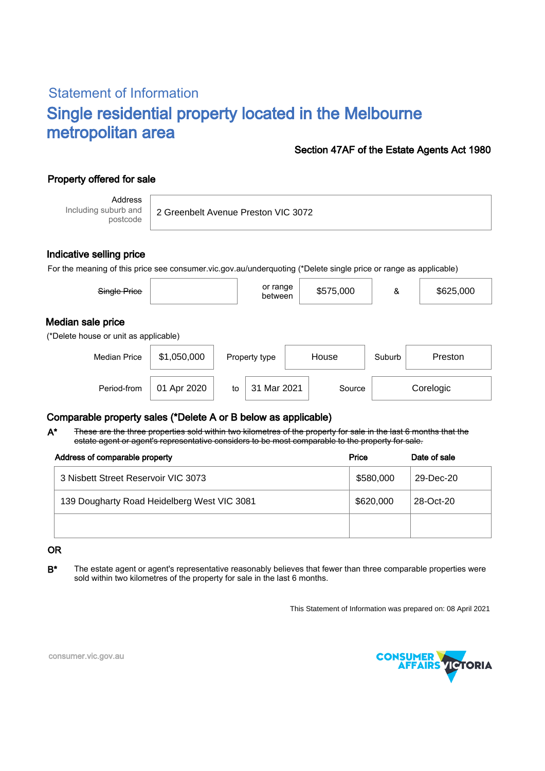## Statement of Information

# Single residential property located in the Melbourne metropolitan area

**Section 47AF of the Estate Agents Act 1980**

### Property offered for sale

| Address Including suburb and postcode | 2 Greenbelt Avenue Preston VIC 3072 |
|---|---|

### Indicative selling price

For the meaning of this price see consumer.vic.gov.au/underquoting (*Delete single price or range as applicable)

| ~~Single Price~~ | | or range between | $575,000 | & | $625,000 |
|---|---|---|---|---|---|

### Median sale price

(*Delete house or unit as applicable)

| Median Price | $1,050,000 | Property type | House | Suburb | Preston |
|---|---|---|---|---|---|
| Period-from | 01 Apr 2020 | to | 31 Mar 2021 | Source | Corelogic |

### Comparable property sales (*Delete A or B below as applicable)

**A*** ~~These are the three properties sold within two kilometres of the property for sale in the last 6 months that the estate agent or agent's representative considers to be most comparable to the property for sale.~~

| Address of comparable property | Price | Date of sale |
|---|---|---|
| 3 Nisbett Street Reservoir VIC 3073 | $580,000 | 29-Dec-20 |
| 139 Dougharty Road Heidelberg West VIC 3081 | $620,000 | 28-Oct-20 |
| | | |

**OR**

**B*** The estate agent or agent's representative reasonably believes that fewer than three comparable properties were sold within two kilometres of the property for sale in the last 6 months.

This Statement of Information was prepared on: 08 April 2021

consumer.vic.gov.au

CONSUMER AFFAIRS VICTORIA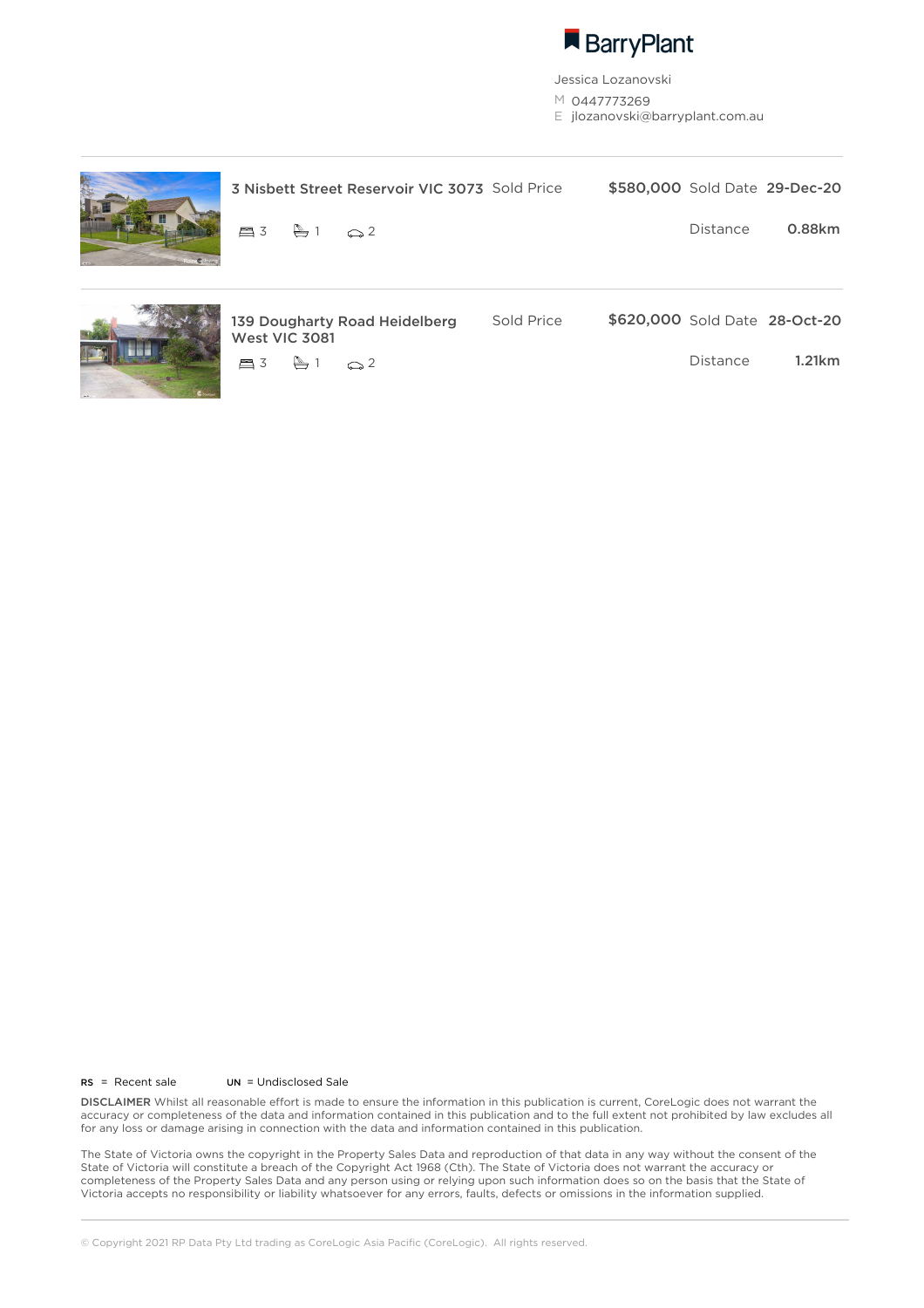BarryPlant

Jessica Lozanovski
M 0447773269
E jlozanovski@barryplant.com.au

| | | | | | |
|---|---|---|---|---|---|
| 3 Nisbett Street Reservoir VIC 3073 | Sold Price | $580,000 | Sold Date | 29-Dec-20 | |
| 3 bed, 1 bath, 2 car | | | Distance | 0.88km | |
| 139 Dougharty Road Heidelberg West VIC 3081 | Sold Price | $620,000 | Sold Date | 28-Oct-20 | |
| 3 bed, 1 bath, 2 car | | | Distance | 1.21km | |

**RS** = Recent sale **UN** = Undisclosed Sale

**DISCLAIMER** Whilst all reasonable effort is made to ensure the information in this publication is current, CoreLogic does not warrant the accuracy or completeness of the data and information contained in this publication and to the full extent not prohibited by law excludes all for any loss or damage arising in connection with the data and information contained in this publication.

The State of Victoria owns the copyright in the Property Sales Data and reproduction of that data in any way without the consent of the State of Victoria will constitute a breach of the Copyright Act 1968 (Cth). The State of Victoria does not warrant the accuracy or completeness of the Property Sales Data and any person using or relying upon such information does so on the basis that the State of Victoria accepts no responsibility or liability whatsoever for any errors, faults, defects or omissions in the information supplied.

© Copyright 2021 RP Data Pty Ltd trading as CoreLogic Asia Pacific (CoreLogic). All rights reserved.